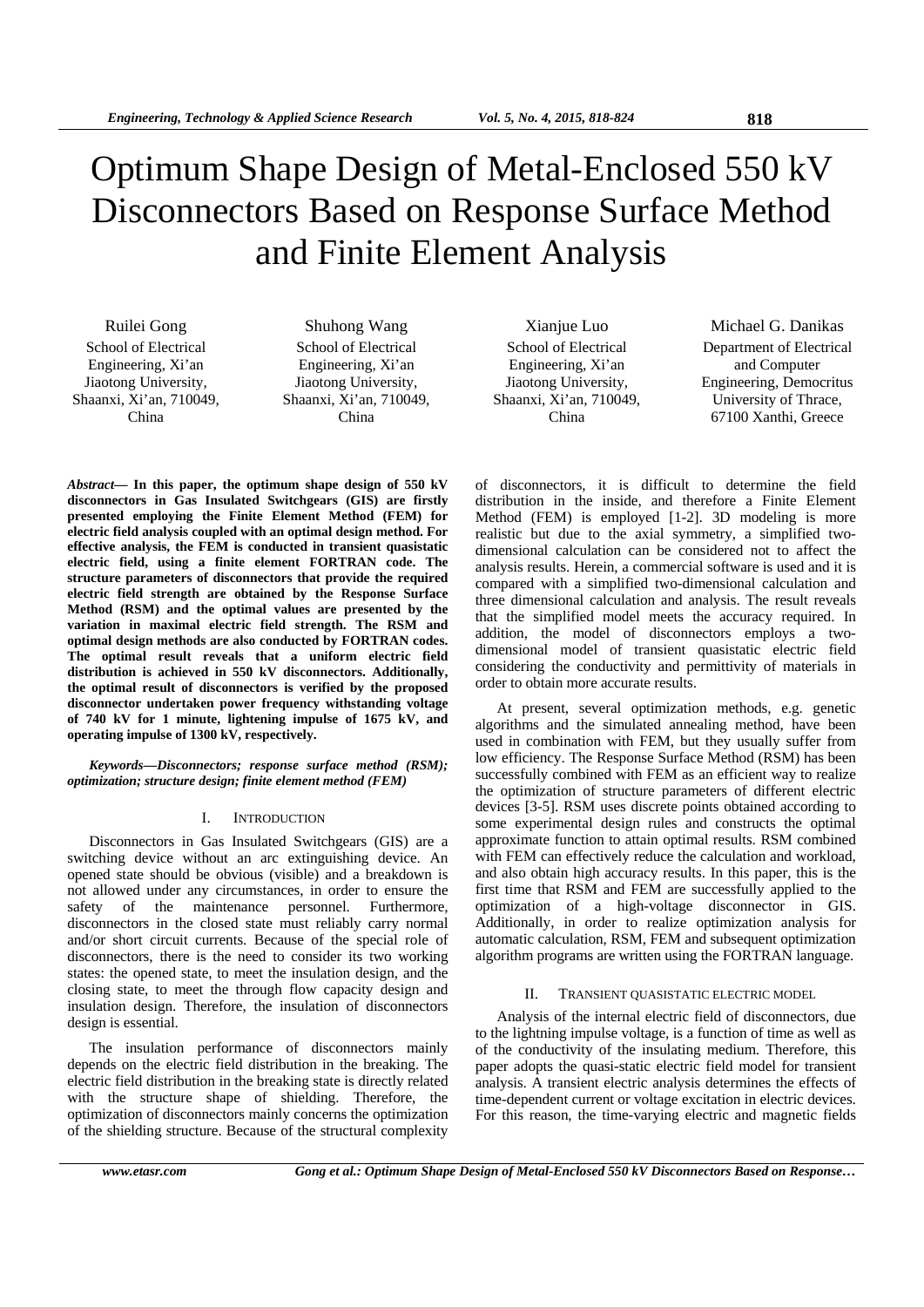# Optimum Shape Design of Metal-Enclosed 550 kV Disconnectors Based on Response Surface Method and Finite Element Analysis

Ruilei Gong
School of Electrical Engineering, Xi'an Jiaotong University, Shaanxi, Xi'an, 710049, China

Shuhong Wang
School of Electrical Engineering, Xi'an Jiaotong University, Shaanxi, Xi'an, 710049, China

Xianjue Luo
School of Electrical Engineering, Xi'an Jiaotong University, Shaanxi, Xi'an, 710049, China

Michael G. Danikas
Department of Electrical and Computer Engineering, Democritus University of Thrace, 67100 Xanthi, Greece

***Abstract*— In this paper, the optimum shape design of 550 kV disconnectors in Gas Insulated Switchgears (GIS) are firstly presented employing the Finite Element Method (FEM) for electric field analysis coupled with an optimal design method. For effective analysis, the FEM is conducted in transient quasistatic electric field, using a finite element FORTRAN code. The structure parameters of disconnectors that provide the required electric field strength are obtained by the Response Surface Method (RSM) and the optimal values are presented by the variation in maximal electric field strength. The RSM and optimal design methods are also conducted by FORTRAN codes. The optimal result reveals that a uniform electric field distribution is achieved in 550 kV disconnectors. Additionally, the optimal result of disconnectors is verified by the proposed disconnector undertaken power frequency withstanding voltage of 740 kV for 1 minute, lightening impulse of 1675 kV, and operating impulse of 1300 kV, respectively.**

***Keywords—Disconnectors; response surface method (RSM); optimization; structure design; finite element method (FEM)***

## I. Introduction

Disconnectors in Gas Insulated Switchgears (GIS) are a switching device without an arc extinguishing device. An opened state should be obvious (visible) and a breakdown is not allowed under any circumstances, in order to ensure the safety of the maintenance personnel. Furthermore, disconnectors in the closed state must reliably carry normal and/or short circuit currents. Because of the special role of disconnectors, there is the need to consider its two working states: the opened state, to meet the insulation design, and the closing state, to meet the through flow capacity design and insulation design. Therefore, the insulation of disconnectors design is essential.

The insulation performance of disconnectors mainly depends on the electric field distribution in the breaking. The electric field distribution in the breaking state is directly related with the structure shape of shielding. Therefore, the optimization of disconnectors mainly concerns the optimization of the shielding structure. Because of the structural complexity of disconnectors, it is difficult to determine the field distribution in the inside, and therefore a Finite Element Method (FEM) is employed [1-2]. 3D modeling is more realistic but due to the axial symmetry, a simplified two-dimensional calculation can be considered not to affect the analysis results. Herein, a commercial software is used and it is compared with a simplified two-dimensional calculation and three dimensional calculation and analysis. The result reveals that the simplified model meets the accuracy required. In addition, the model of disconnectors employs a two-dimensional model of transient quasistatic electric field considering the conductivity and permittivity of materials in order to obtain more accurate results.

At present, several optimization methods, e.g. genetic algorithms and the simulated annealing method, have been used in combination with FEM, but they usually suffer from low efficiency. The Response Surface Method (RSM) has been successfully combined with FEM as an efficient way to realize the optimization of structure parameters of different electric devices [3-5]. RSM uses discrete points obtained according to some experimental design rules and constructs the optimal approximate function to attain optimal results. RSM combined with FEM can effectively reduce the calculation and workload, and also obtain high accuracy results. In this paper, this is the first time that RSM and FEM are successfully applied to the optimization of a high-voltage disconnector in GIS. Additionally, in order to realize optimization analysis for automatic calculation, RSM, FEM and subsequent optimization algorithm programs are written using the FORTRAN language.

## II. Transient quasistatic electric model

Analysis of the internal electric field of disconnectors, due to the lightning impulse voltage, is a function of time as well as of the conductivity of the insulating medium. Therefore, this paper adopts the quasi-static electric field model for transient analysis. A transient electric analysis determines the effects of time-dependent current or voltage excitation in electric devices. For this reason, the time-varying electric and magnetic fields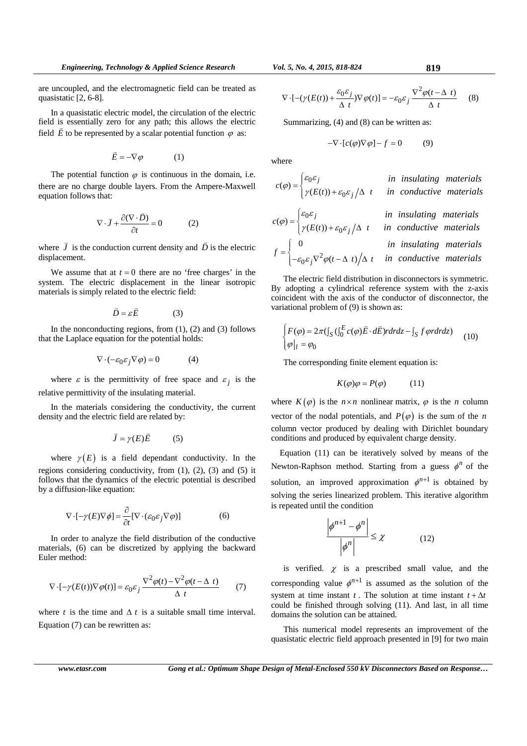are uncoupled, and the electromagnetic field can be treated as quasistatic [2, 6-8].

In a quasistatic electric model, the circulation of the electric field is essentially zero for any path; this allows the electric field $\vec{E}$ to be represented by a scalar potential function $\varphi$ as:

$$\vec{E} = -\nabla\varphi \qquad (1)$$

The potential function $\varphi$ is continuous in the domain, i.e. there are no charge double layers. From the Ampere-Maxwell equation follows that:

$$\nabla\cdot\vec{J} + \frac{\partial(\nabla\cdot\vec{D})}{\partial t} = 0 \qquad (2)$$

where $\vec{J}$ is the conduction current density and $\vec{D}$ is the electric displacement.

We assume that at $t = 0$ there are no 'free charges' in the system. The electric displacement in the linear isotropic materials is simply related to the electric field:

$$\vec{D} = \varepsilon\vec{E} \qquad (3)$$

In the nonconducting regions, from (1), (2) and (3) follows that the Laplace equation for the potential holds:

$$\nabla\cdot(-\varepsilon_0\varepsilon_j\nabla\varphi) = 0 \qquad (4)$$

where $\varepsilon$ is the permittivity of free space and $\varepsilon_j$ is the relative permittivity of the insulating material.

In the materials considering the conductivity, the current density and the electric field are related by:

$$\vec{J} = \gamma(E)\vec{E} \qquad (5)$$

where $\gamma(E)$ is a field dependant conductivity. In the regions considering conductivity, from (1), (2), (3) and (5) it follows that the dynamics of the electric potential is described by a diffusion-like equation:

$$\nabla\cdot[-\gamma(E)\nabla\phi] = \frac{\partial}{\partial t}[\nabla\cdot(\varepsilon_0\varepsilon_j\nabla\varphi)] \qquad (6)$$

In order to analyze the field distribution of the conductive materials, (6) can be discretized by applying the backward Euler method:

$$\nabla\cdot[-\gamma(E(t))\nabla\varphi(t)] = \varepsilon_0\varepsilon_j\frac{\nabla^2\varphi(t) - \nabla^2\varphi(t-\Delta t)}{\Delta t} \qquad (7)$$

where $t$ is the time and $\Delta t$ is a suitable small time interval. Equation (7) can be rewritten as:

$$\nabla\cdot[-(\gamma(E(t)) + \frac{\varepsilon_0\varepsilon_j}{\Delta t})\nabla\varphi(t)] = -\varepsilon_0\varepsilon_j\frac{\nabla^2\varphi(t-\Delta t)}{\Delta t} \qquad (8)$$

Summarizing, (4) and (8) can be written as:

$$-\nabla\cdot[c(\varphi)\nabla\varphi] - f = 0 \qquad (9)$$

where

$$c(\varphi) = \begin{cases}\varepsilon_0\varepsilon_j & \text{in insulating materials}\\ \gamma(E(t)) + \varepsilon_0\varepsilon_j/\Delta t & \text{in conductive materials}\end{cases}$$

$$c(\varphi) = \begin{cases}\varepsilon_0\varepsilon_j & \text{in insulating materials}\\ \gamma(E(t)) + \varepsilon_0\varepsilon_j/\Delta t & \text{in conductive materials}\end{cases}$$

$$f = \begin{cases}0 & \text{in insulating materials}\\ -\varepsilon_0\varepsilon_j\nabla^2\varphi(t-\Delta t)/\Delta t & \text{in conductive materials}\end{cases}$$

The electric field distribution in disconnectors is symmetric. By adopting a cylindrical reference system with the z-axis coincident with the axis of the conductor of disconnector, the variational problem of (9) is shown as:

$$\begin{cases}F(\varphi) = 2\pi(\int_S(\int_0^E c(\varphi)\vec{E}\cdot d\vec{E})rdrdz - \int_S f\varphi rdrdz)\\ \varphi|_l = \varphi_0\end{cases} \qquad (10)$$

The corresponding finite element equation is:

$$K(\varphi)\varphi = P(\varphi) \qquad (11)$$

where $K(\varphi)$ is the $n\times n$ nonlinear matrix, $\varphi$ is the $n$ column vector of the nodal potentials, and $P(\varphi)$ is the sum of the $n$ column vector produced by dealing with Dirichlet boundary conditions and produced by equivalent charge density.

Equation (11) can be iteratively solved by means of the Newton-Raphson method. Starting from a guess $\phi^n$ of the solution, an improved approximation $\phi^{n+1}$ is obtained by solving the series linearized problem. This iterative algorithm is repeated until the condition

$$\frac{\left|\phi^{n+1} - \phi^n\right|}{\left|\phi^n\right|} \le \chi \qquad (12)$$

is verified. $\chi$ is a prescribed small value, and the corresponding value $\phi^{n+1}$ is assumed as the solution of the system at time instant $t$. The solution at time instant $t+\Delta t$ could be finished through solving (11). And last, in all time domains the solution can be attained.

This numerical model represents an improvement of the quasistatic electric field approach presented in [9] for two main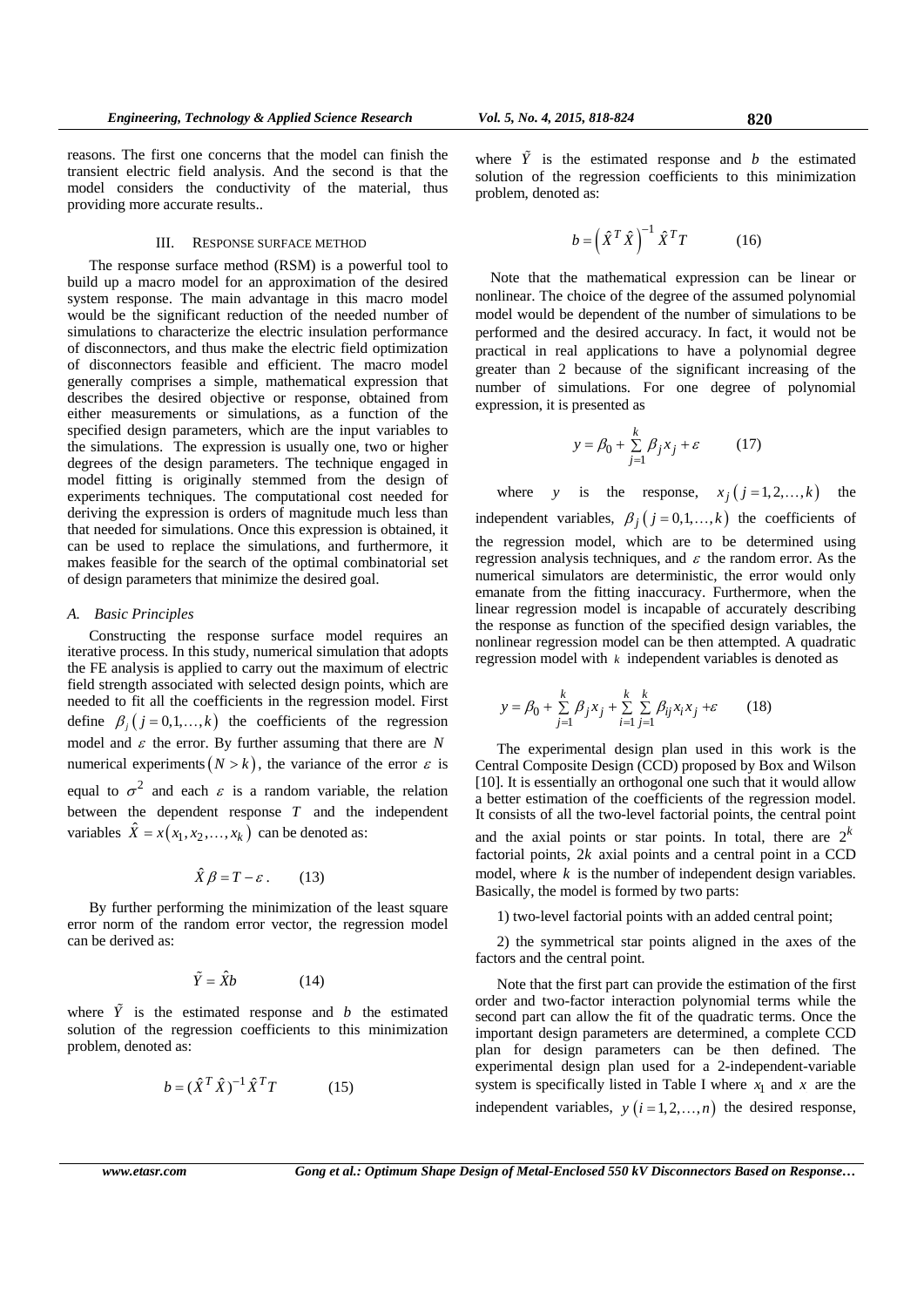reasons. The first one concerns that the model can finish the transient electric field analysis. And the second is that the model considers the conductivity of the material, thus providing more accurate results..

## III. Response surface method

The response surface method (RSM) is a powerful tool to build up a macro model for an approximation of the desired system response. The main advantage in this macro model would be the significant reduction of the needed number of simulations to characterize the electric insulation performance of disconnectors, and thus make the electric field optimization of disconnectors feasible and efficient. The macro model generally comprises a simple, mathematical expression that describes the desired objective or response, obtained from either measurements or simulations, as a function of the specified design parameters, which are the input variables to the simulations. The expression is usually one, two or higher degrees of the design parameters. The technique engaged in model fitting is originally stemmed from the design of experiments techniques. The computational cost needed for deriving the expression is orders of magnitude much less than that needed for simulations. Once this expression is obtained, it can be used to replace the simulations, and furthermore, it makes feasible for the search of the optimal combinatorial set of design parameters that minimize the desired goal.

### *A. Basic Principles*

Constructing the response surface model requires an iterative process. In this study, numerical simulation that adopts the FE analysis is applied to carry out the maximum of electric field strength associated with selected design points, which are needed to fit all the coefficients in the regression model. First define $\beta_j\left(j=0,1,\ldots,k\right)$ the coefficients of the regression model and $\varepsilon$ the error. By further assuming that there are $N$ numerical experiments $\left(N>k\right)$, the variance of the error $\varepsilon$ is equal to $\sigma^2$ and each $\varepsilon$ is a random variable, the relation between the dependent response $T$ and the independent variables $\hat{X}=x\left(x_1,x_2,\ldots,x_k\right)$ can be denoted as:

$$\hat{X}\beta = T-\varepsilon\,. \qquad (13)$$

By further performing the minimization of the least square error norm of the random error vector, the regression model can be derived as:

$$\tilde{Y}=\hat{X}b \qquad (14)$$

where $\tilde{Y}$ is the estimated response and $b$ the estimated solution of the regression coefficients to this minimization problem, denoted as:

$$b=(\hat{X}^T\hat{X})^{-1}\hat{X}^T T \qquad (15)$$

where $\tilde{Y}$ is the estimated response and $b$ the estimated solution of the regression coefficients to this minimization problem, denoted as:

$$b=\left(\hat{X}^T\hat{X}\right)^{-1}\hat{X}^T T \qquad (16)$$

Note that the mathematical expression can be linear or nonlinear. The choice of the degree of the assumed polynomial model would be dependent of the number of simulations to be performed and the desired accuracy. In fact, it would not be practical in real applications to have a polynomial degree greater than 2 because of the significant increasing of the number of simulations. For one degree of polynomial expression, it is presented as

$$y=\beta_0+\sum_{j=1}^{k}\beta_j x_j+\varepsilon \qquad (17)$$

where $y$ is the response, $x_j\left(j=1,2,\ldots,k\right)$ the independent variables, $\beta_j\left(j=0,1,\ldots,k\right)$ the coefficients of the regression model, which are to be determined using regression analysis techniques, and $\varepsilon$ the random error. As the numerical simulators are deterministic, the error would only emanate from the fitting inaccuracy. Furthermore, when the linear regression model is incapable of accurately describing the response as function of the specified design variables, the nonlinear regression model can be then attempted. A quadratic regression model with $k$ independent variables is denoted as

$$y=\beta_0+\sum_{j=1}^{k}\beta_j x_j+\sum_{i=1}^{k}\sum_{j=1}^{k}\beta_{ij}x_i x_j+\varepsilon \qquad (18)$$

The experimental design plan used in this work is the Central Composite Design (CCD) proposed by Box and Wilson [10]. It is essentially an orthogonal one such that it would allow a better estimation of the coefficients of the regression model. It consists of all the two-level factorial points, the central point and the axial points or star points. In total, there are $2^k$ factorial points, $2k$ axial points and a central point in a CCD model, where $k$ is the number of independent design variables. Basically, the model is formed by two parts:

1) two-level factorial points with an added central point;

2) the symmetrical star points aligned in the axes of the factors and the central point.

Note that the first part can provide the estimation of the first order and two-factor interaction polynomial terms while the second part can allow the fit of the quadratic terms. Once the important design parameters are determined, a complete CCD plan for design parameters can be then defined. The experimental design plan used for a 2-independent-variable system is specifically listed in Table I where $x_1$ and $x$ are the independent variables, $y\left(i=1,2,\ldots,n\right)$ the desired response,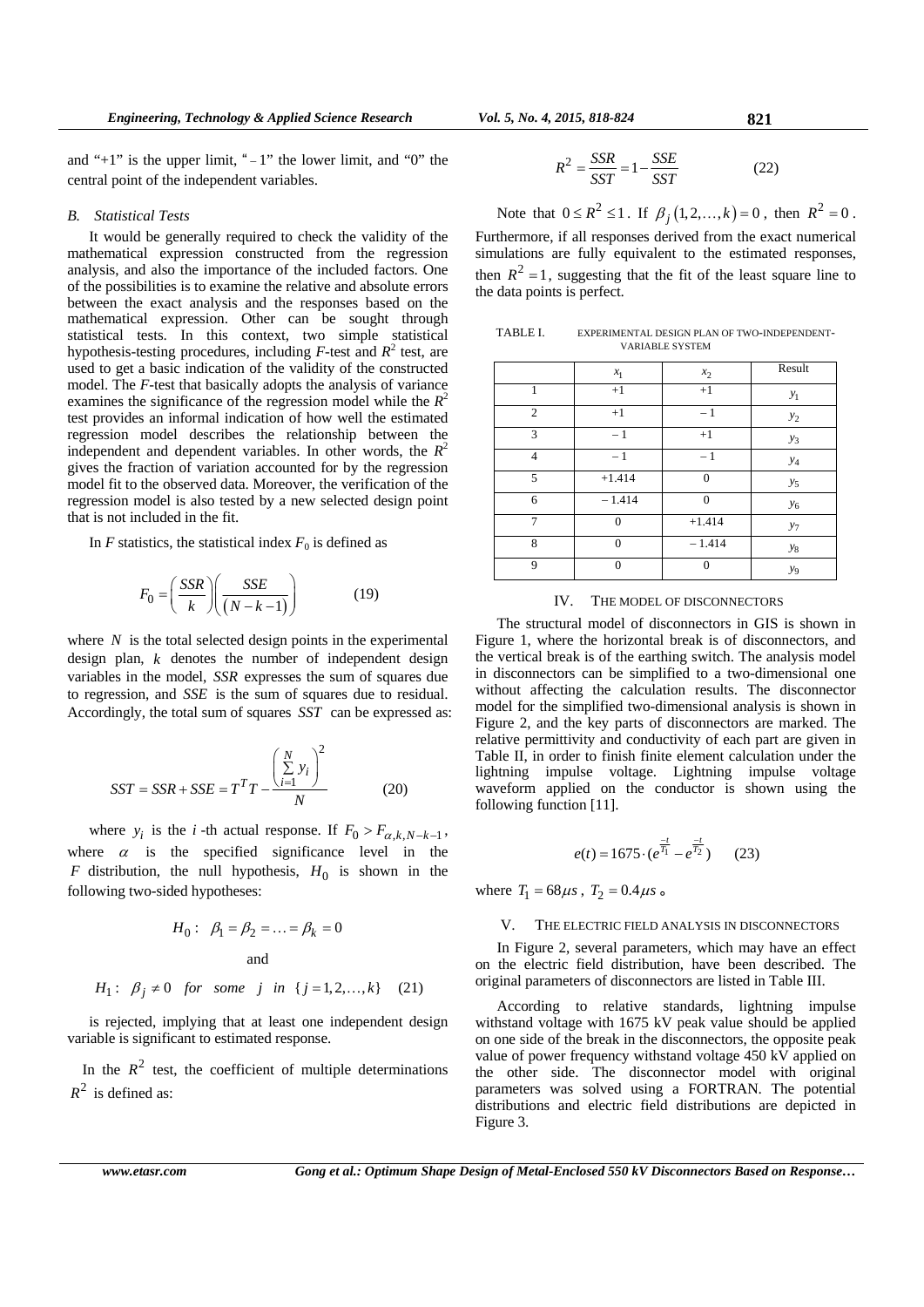and "+1" is the upper limit, "−1" the lower limit, and "0" the central point of the independent variables.

### *B. Statistical Tests*

It would be generally required to check the validity of the mathematical expression constructed from the regression analysis, and also the importance of the included factors. One of the possibilities is to examine the relative and absolute errors between the exact analysis and the responses based on the mathematical expression. Other can be sought through statistical tests. In this context, two simple statistical hypothesis-testing procedures, including *F*-test and $R^2$ test, are used to get a basic indication of the validity of the constructed model. The *F*-test that basically adopts the analysis of variance examines the significance of the regression model while the $R^2$ test provides an informal indication of how well the estimated regression model describes the relationship between the independent and dependent variables. In other words, the $R^2$ gives the fraction of variation accounted for by the regression model fit to the observed data. Moreover, the verification of the regression model is also tested by a new selected design point that is not included in the fit.

In *F* statistics, the statistical index $F_0$ is defined as

$$F_0 = \left(\frac{SSR}{k}\right)\left(\frac{SSE}{(N-k-1)}\right) \qquad (19)$$

where $N$ is the total selected design points in the experimental design plan, $k$ denotes the number of independent design variables in the model, $SSR$ expresses the sum of squares due to regression, and $SSE$ is the sum of squares due to residual. Accordingly, the total sum of squares $SST$ can be expressed as:

$$SST = SSR + SSE = T^T T - \frac{\left(\sum_{i=1}^{N} y_i\right)^2}{N} \qquad (20)$$

where $y_i$ is the $i$-th actual response. If $F_0 > F_{\alpha,k,N-k-1}$, where $\alpha$ is the specified significance level in the $F$ distribution, the null hypothesis, $H_0$ is shown in the following two-sided hypotheses:

$$H_0: \ \beta_1 = \beta_2 = \ldots = \beta_k = 0$$

and

$$H_1: \ \beta_j \neq 0 \quad for \quad some \quad j \quad in \ \{j = 1, 2, \ldots, k\} \qquad (21)$$

is rejected, implying that at least one independent design variable is significant to estimated response.

In the $R^2$ test, the coefficient of multiple determinations $R^2$ is defined as:

$$R^2 = \frac{SSR}{SST} = 1 - \frac{SSE}{SST} \qquad (22)$$

Note that $0 \le R^2 \le 1$. If $\beta_j(1, 2, \ldots, k) = 0$, then $R^2 = 0$. Furthermore, if all responses derived from the exact numerical simulations are fully equivalent to the estimated responses, then $R^2 = 1$, suggesting that the fit of the least square line to the data points is perfect.

TABLE I. EXPERIMENTAL DESIGN PLAN OF TWO-INDEPENDENT-VARIABLE SYSTEM

| | $x_1$ | $x_2$ | Result |
|---|---|---|---|
| 1 | +1 | +1 | $y_1$ |
| 2 | +1 | −1 | $y_2$ |
| 3 | −1 | +1 | $y_3$ |
| 4 | −1 | −1 | $y_4$ |
| 5 | +1.414 | 0 | $y_5$ |
| 6 | −1.414 | 0 | $y_6$ |
| 7 | 0 | +1.414 | $y_7$ |
| 8 | 0 | −1.414 | $y_8$ |
| 9 | 0 | 0 | $y_9$ |

## IV. THE MODEL OF DISCONNECTORS

The structural model of disconnectors in GIS is shown in Figure 1, where the horizontal break is of disconnectors, and the vertical break is of the earthing switch. The analysis model in disconnectors can be simplified to a two-dimensional one without affecting the calculation results. The disconnector model for the simplified two-dimensional analysis is shown in Figure 2, and the key parts of disconnectors are marked. The relative permittivity and conductivity of each part are given in Table II, in order to finish finite element calculation under the lightning impulse voltage. Lightning impulse voltage waveform applied on the conductor is shown using the following function [11].

$$e(t) = 1675 \cdot (e^{\frac{-t}{T_1}} - e^{\frac{-t}{T_2}}) \qquad (23)$$

where $T_1 = 68\mu s$, $T_2 = 0.4\mu s$。

## V. THE ELECTRIC FIELD ANALYSIS IN DISCONNECTORS

In Figure 2, several parameters, which may have an effect on the electric field distribution, have been described. The original parameters of disconnectors are listed in Table III.

According to relative standards, lightning impulse withstand voltage with 1675 kV peak value should be applied on one side of the break in the disconnectors, the opposite peak value of power frequency withstand voltage 450 kV applied on the other side. The disconnector model with original parameters was solved using a FORTRAN. The potential distributions and electric field distributions are depicted in Figure 3.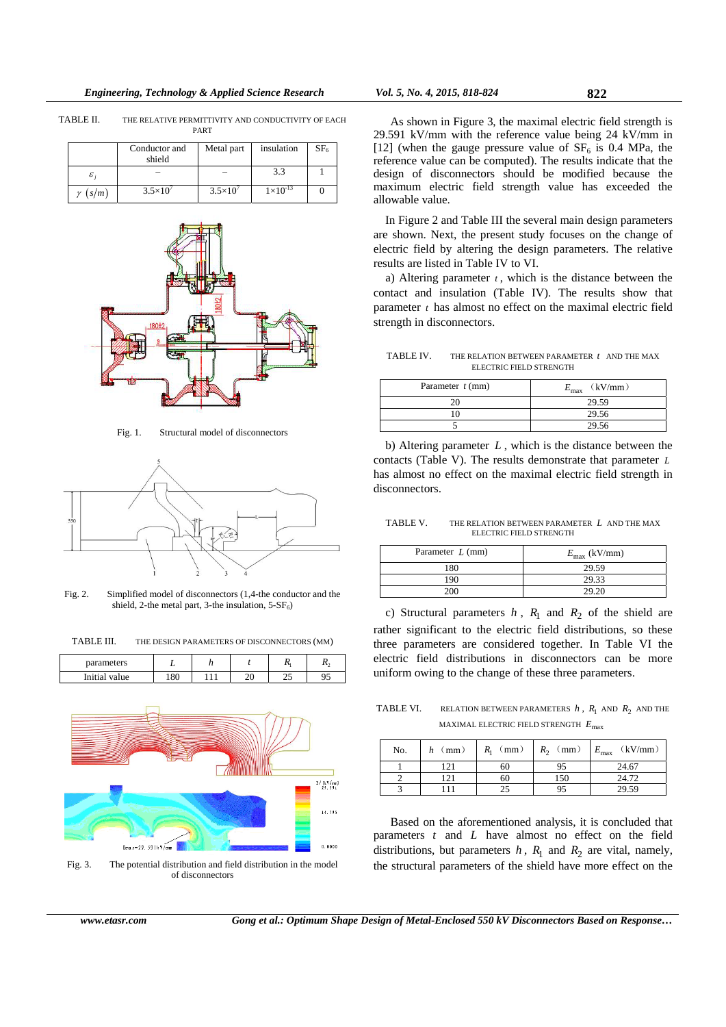TABLE II. THE RELATIVE PERMITTIVITY AND CONDUCTIVITY OF EACH PART

| | Conductor and shield | Metal part | insulation | $SF_6$ |
|---|---|---|---|---|
| $\varepsilon_j$ | – | – | 3.3 | 1 |
| $\gamma$ (s/m) | $3.5\times10^7$ | $3.5\times10^7$ | $1\times10^{-13}$ | 0 |

Fig. 1. Structural model of disconnectors

Fig. 2. Simplified model of disconnectors (1,4-the conductor and the shield, 2-the metal part, 3-the insulation, 5-$SF_6$)

TABLE III. THE DESIGN PARAMETERS OF DISCONNECTORS (MM)

| parameters | $L$ | $h$ | $t$ | $R_1$ | $R_2$ |
|---|---|---|---|---|---|
| Initial value | 180 | 111 | 20 | 25 | 95 |

Fig. 3. The potential distribution and field distribution in the model of disconnectors

As shown in Figure 3, the maximal electric field strength is 29.591 kV/mm with the reference value being 24 kV/mm in [12] (when the gauge pressure value of $SF_6$ is 0.4 MPa, the reference value can be computed). The results indicate that the design of disconnectors should be modified because the maximum electric field strength value has exceeded the allowable value.

In Figure 2 and Table III the several main design parameters are shown. Next, the present study focuses on the change of electric field by altering the design parameters. The relative results are listed in Table IV to VI.

a) Altering parameter $t$, which is the distance between the contact and insulation (Table IV). The results show that parameter $t$ has almost no effect on the maximal electric field strength in disconnectors.

TABLE IV. THE RELATION BETWEEN PARAMETER $t$ AND THE MAX ELECTRIC FIELD STRENGTH

| Parameter $t$ (mm) | $E_{max}$ (kV/mm) |
|---|---|
| 20 | 29.59 |
| 10 | 29.56 |
| 5 | 29.56 |

b) Altering parameter $L$, which is the distance between the contacts (Table V). The results demonstrate that parameter $L$ has almost no effect on the maximal electric field strength in disconnectors.

TABLE V. THE RELATION BETWEEN PARAMETER $L$ AND THE MAX ELECTRIC FIELD STRENGTH

| Parameter $L$ (mm) | $E_{max}$ (kV/mm) |
|---|---|
| 180 | 29.59 |
| 190 | 29.33 |
| 200 | 29.20 |

c) Structural parameters $h$, $R_1$ and $R_2$ of the shield are rather significant to the electric field distributions, so these three parameters are considered together. In Table VI the electric field distributions in disconnectors can be more uniform owing to the change of these three parameters.

TABLE VI. RELATION BETWEEN PARAMETERS $h$, $R_1$ AND $R_2$ AND THE MAXIMAL ELECTRIC FIELD STRENGTH $E_{max}$

| No. | $h$ (mm) | $R_1$ (mm) | $R_2$ (mm) | $E_{max}$ (kV/mm) |
|---|---|---|---|---|
| 1 | 121 | 60 | 95 | 24.67 |
| 2 | 121 | 60 | 150 | 24.72 |
| 3 | 111 | 25 | 95 | 29.59 |

Based on the aforementioned analysis, it is concluded that parameters $t$ and $L$ have almost no effect on the field distributions, but parameters $h$, $R_1$ and $R_2$ are vital, namely, the structural parameters of the shield have more effect on the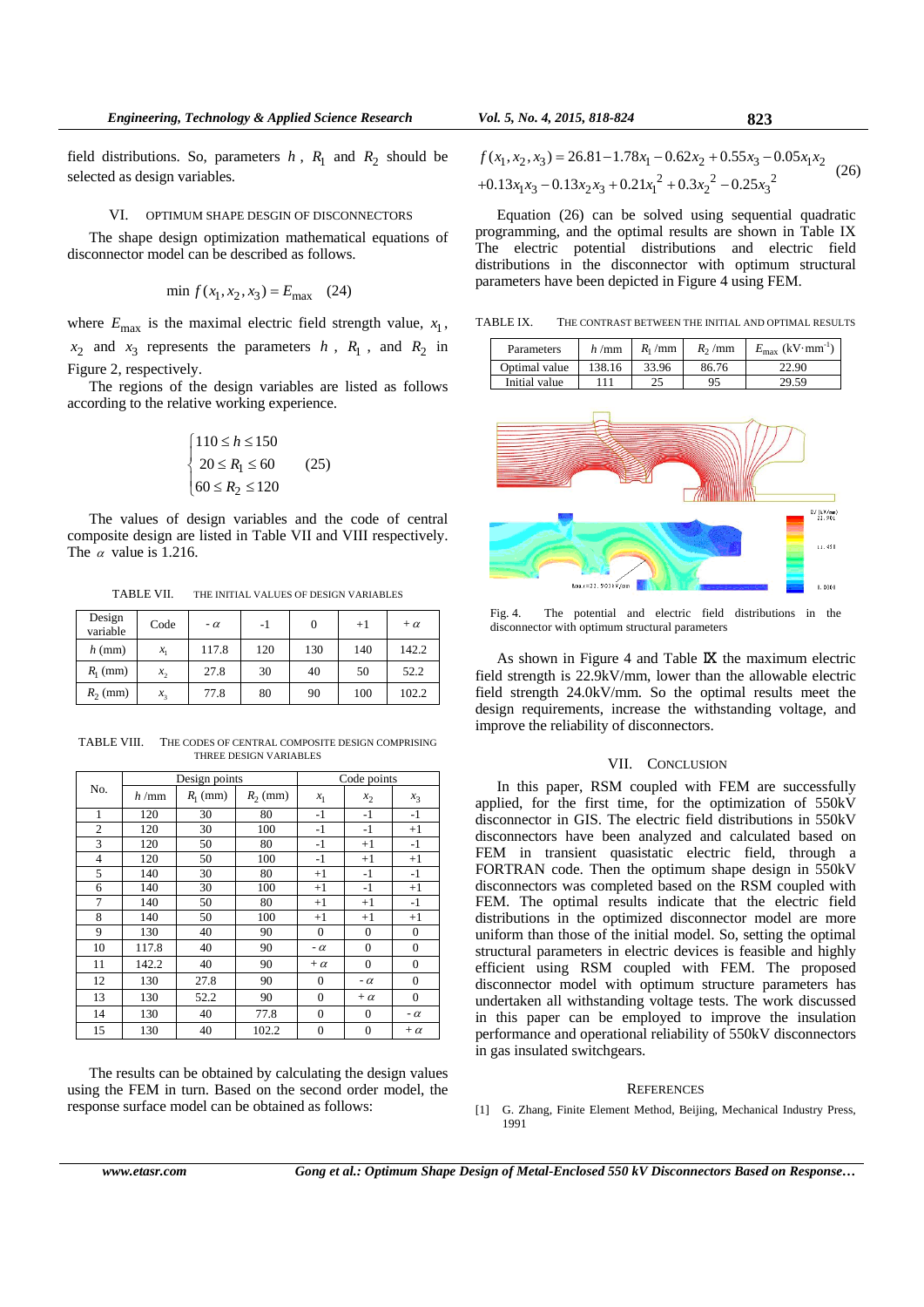field distributions. So, parameters $h$, $R_1$ and $R_2$ should be selected as design variables.

## VI. OPTIMUM SHAPE DESGIN OF DISCONNECTORS

The shape design optimization mathematical equations of disconnector model can be described as follows.

$$\min f(x_1, x_2, x_3) = E_{\max} \quad (24)$$

where $E_{\max}$ is the maximal electric field strength value, $x_1$, $x_2$ and $x_3$ represents the parameters $h$, $R_1$, and $R_2$ in Figure 2, respectively.

The regions of the design variables are listed as follows according to the relative working experience.

$$\begin{cases} 110 \le h \le 150 \\ 20 \le R_1 \le 60 \\ 60 \le R_2 \le 120 \end{cases} \quad (25)$$

The values of design variables and the code of central composite design are listed in Table VII and VIII respectively. The $\alpha$ value is 1.216.

TABLE VII. THE INITIAL VALUES OF DESIGN VARIABLES

| Design variable | Code | $-\alpha$ | -1 | 0 | +1 | $+\alpha$ |
|---|---|---|---|---|---|---|
| $h$ (mm) | $x_1$ | 117.8 | 120 | 130 | 140 | 142.2 |
| $R_1$ (mm) | $x_2$ | 27.8 | 30 | 40 | 50 | 52.2 |
| $R_2$ (mm) | $x_3$ | 77.8 | 80 | 90 | 100 | 102.2 |

TABLE VIII. THE CODES OF CENTRAL COMPOSITE DESIGN COMPRISING THREE DESIGN VARIABLES

| No. | Design points | | | Code points | | |
|---|---|---|---|---|---|---|
| | $h$ /mm | $R_1$ (mm) | $R_2$ (mm) | $x_1$ | $x_2$ | $x_3$ |
| 1 | 120 | 30 | 80 | -1 | -1 | -1 |
| 2 | 120 | 30 | 100 | -1 | -1 | +1 |
| 3 | 120 | 50 | 80 | -1 | +1 | -1 |
| 4 | 120 | 50 | 100 | -1 | +1 | +1 |
| 5 | 140 | 30 | 80 | +1 | -1 | -1 |
| 6 | 140 | 30 | 100 | +1 | -1 | +1 |
| 7 | 140 | 50 | 80 | +1 | +1 | -1 |
| 8 | 140 | 50 | 100 | +1 | +1 | +1 |
| 9 | 130 | 40 | 90 | 0 | 0 | 0 |
| 10 | 117.8 | 40 | 90 | $-\alpha$ | 0 | 0 |
| 11 | 142.2 | 40 | 90 | $+\alpha$ | 0 | 0 |
| 12 | 130 | 27.8 | 90 | 0 | $-\alpha$ | 0 |
| 13 | 130 | 52.2 | 90 | 0 | $+\alpha$ | 0 |
| 14 | 130 | 40 | 77.8 | 0 | 0 | $-\alpha$ |
| 15 | 130 | 40 | 102.2 | 0 | 0 | $+\alpha$ |

The results can be obtained by calculating the design values using the FEM in turn. Based on the second order model, the response surface model can be obtained as follows:

$$\begin{aligned} f(x_1, x_2, x_3) &= 26.81 - 1.78x_1 - 0.62x_2 + 0.55x_3 - 0.05x_1x_2 \\ &+ 0.13x_1x_3 - 0.13x_2x_3 + 0.21{x_1}^2 + 0.3{x_2}^2 - 0.25{x_3}^2 \end{aligned} \quad (26)$$

Equation (26) can be solved using sequential quadratic programming, and the optimal results are shown in Table IX The electric potential distributions and electric field distributions in the disconnector with optimum structural parameters have been depicted in Figure 4 using FEM.

TABLE IX. THE CONTRAST BETWEEN THE INITIAL AND OPTIMAL RESULTS

| Parameters | $h$ /mm | $R_1$ /mm | $R_2$ /mm | $E_{\max}$ (kV·mm$^{-1}$) |
|---|---|---|---|---|
| Optimal value | 138.16 | 33.96 | 86.76 | 22.90 |
| Initial value | 111 | 25 | 95 | 29.59 |

Fig. 4. The potential and electric field distributions in the disconnector with optimum structural parameters

As shown in Figure 4 and Table IX the maximum electric field strength is 22.9kV/mm, lower than the allowable electric field strength 24.0kV/mm. So the optimal results meet the design requirements, increase the withstanding voltage, and improve the reliability of disconnectors.

## VII. CONCLUSION

In this paper, RSM coupled with FEM are successfully applied, for the first time, for the optimization of 550kV disconnector in GIS. The electric field distributions in 550kV disconnectors have been analyzed and calculated based on FEM in transient quasistatic electric field, through a FORTRAN code. Then the optimum shape design in 550kV disconnectors was completed based on the RSM coupled with FEM. The optimal results indicate that the electric field distributions in the optimized disconnector model are more uniform than those of the initial model. So, setting the optimal structural parameters in electric devices is feasible and highly efficient using RSM coupled with FEM. The proposed disconnector model with optimum structure parameters has undertaken all withstanding voltage tests. The work discussed in this paper can be employed to improve the insulation performance and operational reliability of 550kV disconnectors in gas insulated switchgears.

## REFERENCES

[1] G. Zhang, Finite Element Method, Beijing, Mechanical Industry Press, 1991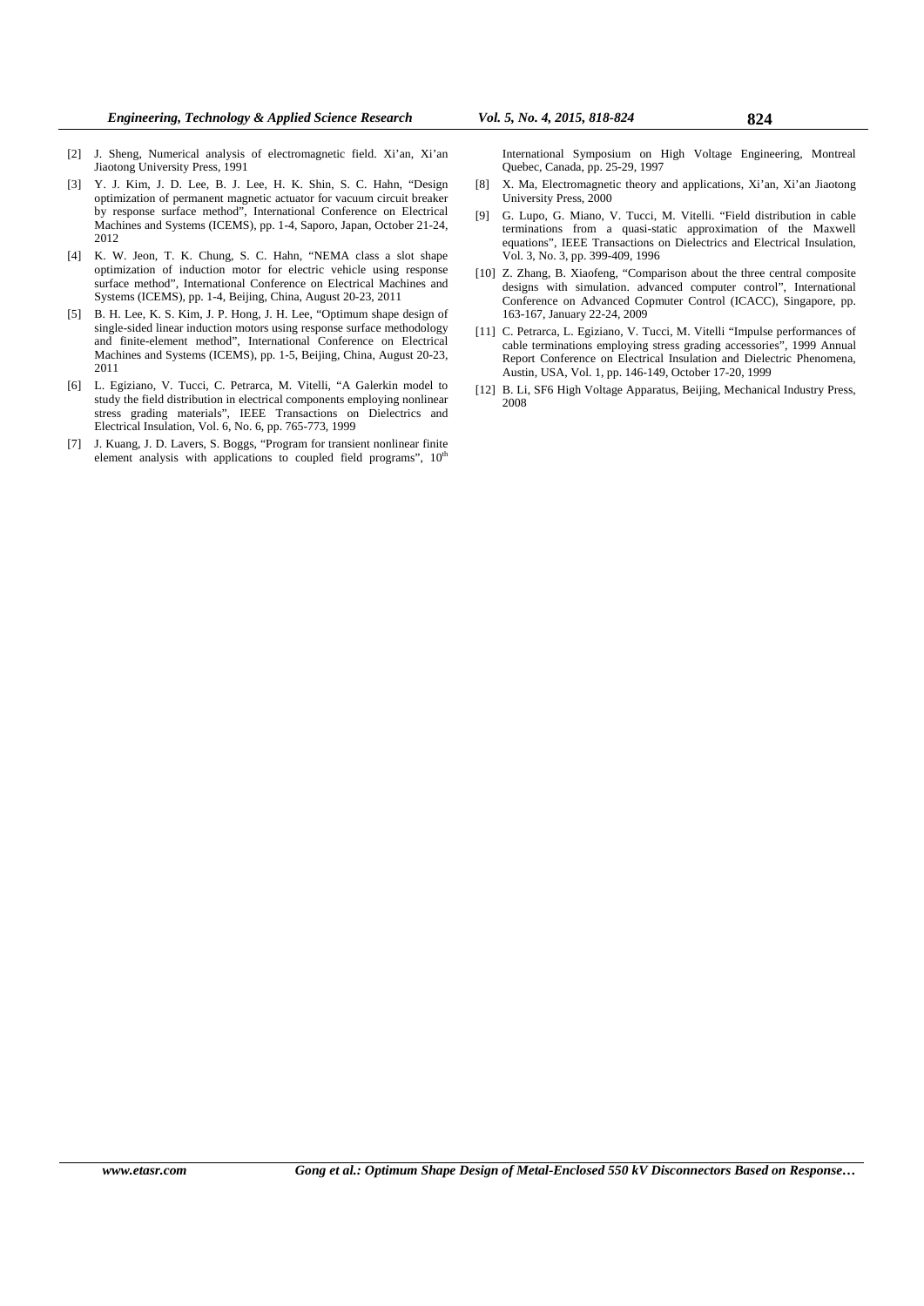[2] J. Sheng, Numerical analysis of electromagnetic field. Xi'an, Xi'an Jiaotong University Press, 1991

[3] Y. J. Kim, J. D. Lee, B. J. Lee, H. K. Shin, S. C. Hahn, "Design optimization of permanent magnetic actuator for vacuum circuit breaker by response surface method", International Conference on Electrical Machines and Systems (ICEMS), pp. 1-4, Saporo, Japan, October 21-24, 2012

[4] K. W. Jeon, T. K. Chung, S. C. Hahn, "NEMA class a slot shape optimization of induction motor for electric vehicle using response surface method", International Conference on Electrical Machines and Systems (ICEMS), pp. 1-4, Beijing, China, August 20-23, 2011

[5] B. H. Lee, K. S. Kim, J. P. Hong, J. H. Lee, "Optimum shape design of single-sided linear induction motors using response surface methodology and finite-element method", International Conference on Electrical Machines and Systems (ICEMS), pp. 1-5, Beijing, China, August 20-23, 2011

[6] L. Egiziano, V. Tucci, C. Petrarca, M. Vitelli, "A Galerkin model to study the field distribution in electrical components employing nonlinear stress grading materials", IEEE Transactions on Dielectrics and Electrical Insulation, Vol. 6, No. 6, pp. 765-773, 1999

[7] J. Kuang, J. D. Lavers, S. Boggs, "Program for transient nonlinear finite element analysis with applications to coupled field programs", 10th International Symposium on High Voltage Engineering, Montreal Quebec, Canada, pp. 25-29, 1997

[8] X. Ma, Electromagnetic theory and applications, Xi'an, Xi'an Jiaotong University Press, 2000

[9] G. Lupo, G. Miano, V. Tucci, M. Vitelli. "Field distribution in cable terminations from a quasi-static approximation of the Maxwell equations", IEEE Transactions on Dielectrics and Electrical Insulation, Vol. 3, No. 3, pp. 399-409, 1996

[10] Z. Zhang, B. Xiaofeng, "Comparison about the three central composite designs with simulation. advanced computer control", International Conference on Advanced Copmuter Control (ICACC), Singapore, pp. 163-167, January 22-24, 2009

[11] C. Petrarca, L. Egiziano, V. Tucci, M. Vitelli "Impulse performances of cable terminations employing stress grading accessories", 1999 Annual Report Conference on Electrical Insulation and Dielectric Phenomena, Austin, USA, Vol. 1, pp. 146-149, October 17-20, 1999

[12] B. Li, SF6 High Voltage Apparatus, Beijing, Mechanical Industry Press, 2008